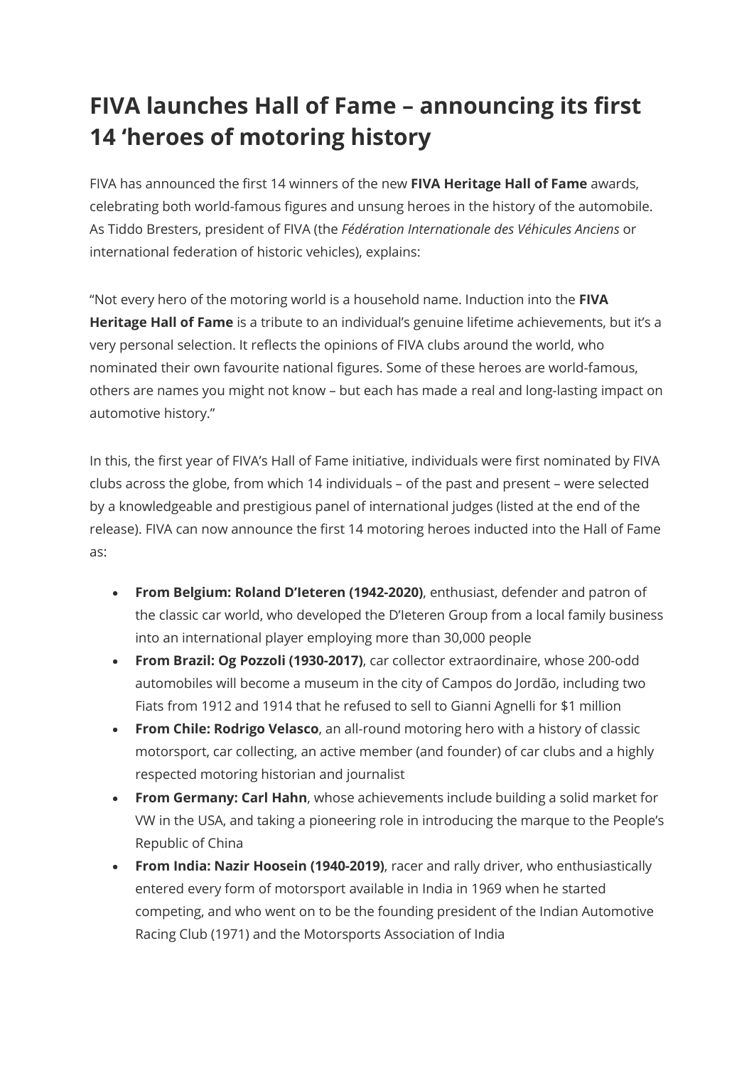# FIVA launches Hall of Fame – announcing its first 14 'heroes of motoring history

FIVA has announced the first 14 winners of the new **FIVA Heritage Hall of Fame** awards, celebrating both world-famous figures and unsung heroes in the history of the automobile. As Tiddo Bresters, president of FIVA (the *Fédération Internationale des Véhicules Anciens* or international federation of historic vehicles), explains:

"Not every hero of the motoring world is a household name. Induction into the **FIVA Heritage Hall of Fame** is a tribute to an individual's genuine lifetime achievements, but it's a very personal selection. It reflects the opinions of FIVA clubs around the world, who nominated their own favourite national figures. Some of these heroes are world-famous, others are names you might not know – but each has made a real and long-lasting impact on automotive history."

In this, the first year of FIVA's Hall of Fame initiative, individuals were first nominated by FIVA clubs across the globe, from which 14 individuals – of the past and present – were selected by a knowledgeable and prestigious panel of international judges (listed at the end of the release). FIVA can now announce the first 14 motoring heroes inducted into the Hall of Fame as:

- **From Belgium: Roland D'Ieteren (1942-2020)**, enthusiast, defender and patron of the classic car world, who developed the D'Ieteren Group from a local family business into an international player employing more than 30,000 people
- **From Brazil: Og Pozzoli (1930-2017)**, car collector extraordinaire, whose 200-odd automobiles will become a museum in the city of Campos do Jordão, including two Fiats from 1912 and 1914 that he refused to sell to Gianni Agnelli for $1 million
- **From Chile: Rodrigo Velasco**, an all-round motoring hero with a history of classic motorsport, car collecting, an active member (and founder) of car clubs and a highly respected motoring historian and journalist
- **From Germany: Carl Hahn**, whose achievements include building a solid market for VW in the USA, and taking a pioneering role in introducing the marque to the People's Republic of China
- **From India: Nazir Hoosein (1940-2019)**, racer and rally driver, who enthusiastically entered every form of motorsport available in India in 1969 when he started competing, and who went on to be the founding president of the Indian Automotive Racing Club (1971) and the Motorsports Association of India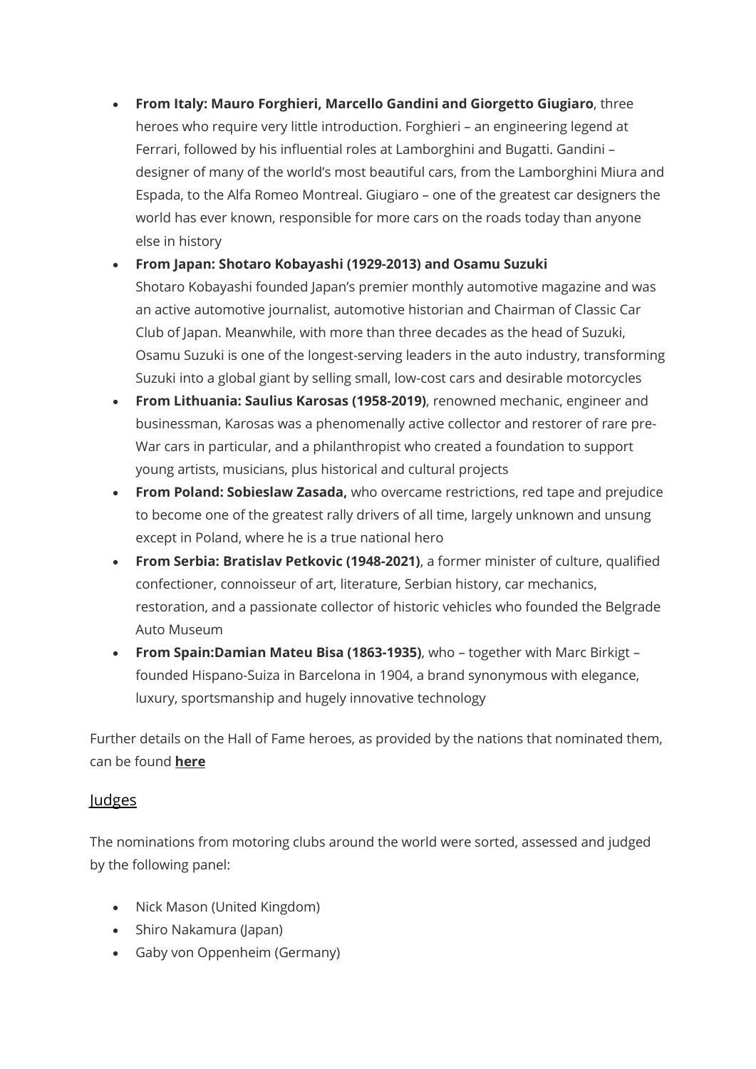- **From Italy: Mauro Forghieri, Marcello Gandini and Giorgetto Giugiaro**, three heroes who require very little introduction. Forghieri – an engineering legend at Ferrari, followed by his influential roles at Lamborghini and Bugatti. Gandini – designer of many of the world's most beautiful cars, from the Lamborghini Miura and Espada, to the Alfa Romeo Montreal. Giugiaro – one of the greatest car designers the world has ever known, responsible for more cars on the roads today than anyone else in history
- **From Japan: Shotaro Kobayashi (1929-2013) and Osamu Suzuki**
  Shotaro Kobayashi founded Japan's premier monthly automotive magazine and was an active automotive journalist, automotive historian and Chairman of Classic Car Club of Japan. Meanwhile, with more than three decades as the head of Suzuki, Osamu Suzuki is one of the longest-serving leaders in the auto industry, transforming Suzuki into a global giant by selling small, low-cost cars and desirable motorcycles
- **From Lithuania: Saulius Karosas (1958-2019)**, renowned mechanic, engineer and businessman, Karosas was a phenomenally active collector and restorer of rare pre-War cars in particular, and a philanthropist who created a foundation to support young artists, musicians, plus historical and cultural projects
- **From Poland: Sobieslaw Zasada,** who overcame restrictions, red tape and prejudice to become one of the greatest rally drivers of all time, largely unknown and unsung except in Poland, where he is a true national hero
- **From Serbia: Bratislav Petkovic (1948-2021)**, a former minister of culture, qualified confectioner, connoisseur of art, literature, Serbian history, car mechanics, restoration, and a passionate collector of historic vehicles who founded the Belgrade Auto Museum
- **From Spain:Damian Mateu Bisa (1863-1935)**, who – together with Marc Birkigt – founded Hispano-Suiza in Barcelona in 1904, a brand synonymous with elegance, luxury, sportsmanship and hugely innovative technology

Further details on the Hall of Fame heroes, as provided by the nations that nominated them, can be found **here**

## Judges

The nominations from motoring clubs around the world were sorted, assessed and judged by the following panel:

- Nick Mason (United Kingdom)
- Shiro Nakamura (Japan)
- Gaby von Oppenheim (Germany)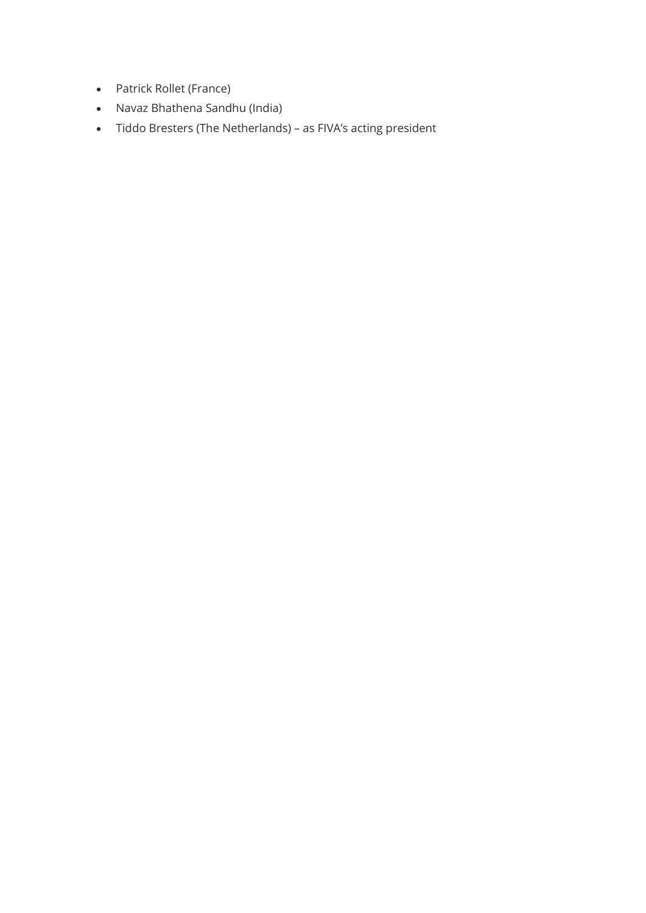- Patrick Rollet (France)
- Navaz Bhathena Sandhu (India)
- Tiddo Bresters (The Netherlands) – as FIVA's acting president